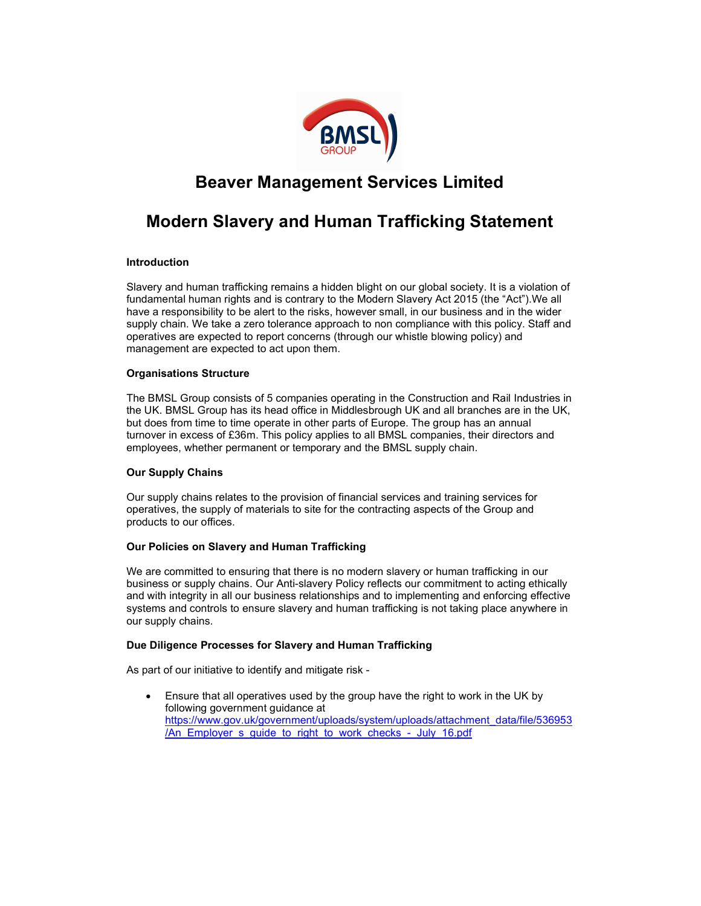# Beaver Management Services Limited

# Modern Slavery and Human Trafficking Statement

**Introduction**

Slavery and human trafficking remains a hidden blight on our global society. It is a violation of fundamental human rights and is contrary to the Modern Slavery Act 2015 (the "Act").We all have a responsibility to be alert to the risks, however small, in our business and in the wider supply chain. We take a zero tolerance approach to non compliance with this policy. Staff and operatives are expected to report concerns (through our whistle blowing policy) and management are expected to act upon them.

**Organisations Structure**

The BMSL Group consists of 5 companies operating in the Construction and Rail Industries in the UK. BMSL Group has its head office in Middlesbrough UK and all branches are in the UK, but does from time to time operate in other parts of Europe. The group has an annual turnover in excess of £36m. This policy applies to all BMSL companies, their directors and employees, whether permanent or temporary and the BMSL supply chain.

**Our Supply Chains**

Our supply chains relates to the provision of financial services and training services for operatives, the supply of materials to site for the contracting aspects of the Group and products to our offices.

**Our Policies on Slavery and Human Trafficking**

We are committed to ensuring that there is no modern slavery or human trafficking in our business or supply chains. Our Anti-slavery Policy reflects our commitment to acting ethically and with integrity in all our business relationships and to implementing and enforcing effective systems and controls to ensure slavery and human trafficking is not taking place anywhere in our supply chains.

**Due Diligence Processes for Slavery and Human Trafficking**

As part of our initiative to identify and mitigate risk -

- Ensure that all operatives used by the group have the right to work in the UK by following government guidance at https://www.gov.uk/government/uploads/system/uploads/attachment_data/file/536953/An_Employer_s_guide_to_right_to_work_checks_-_July_16.pdf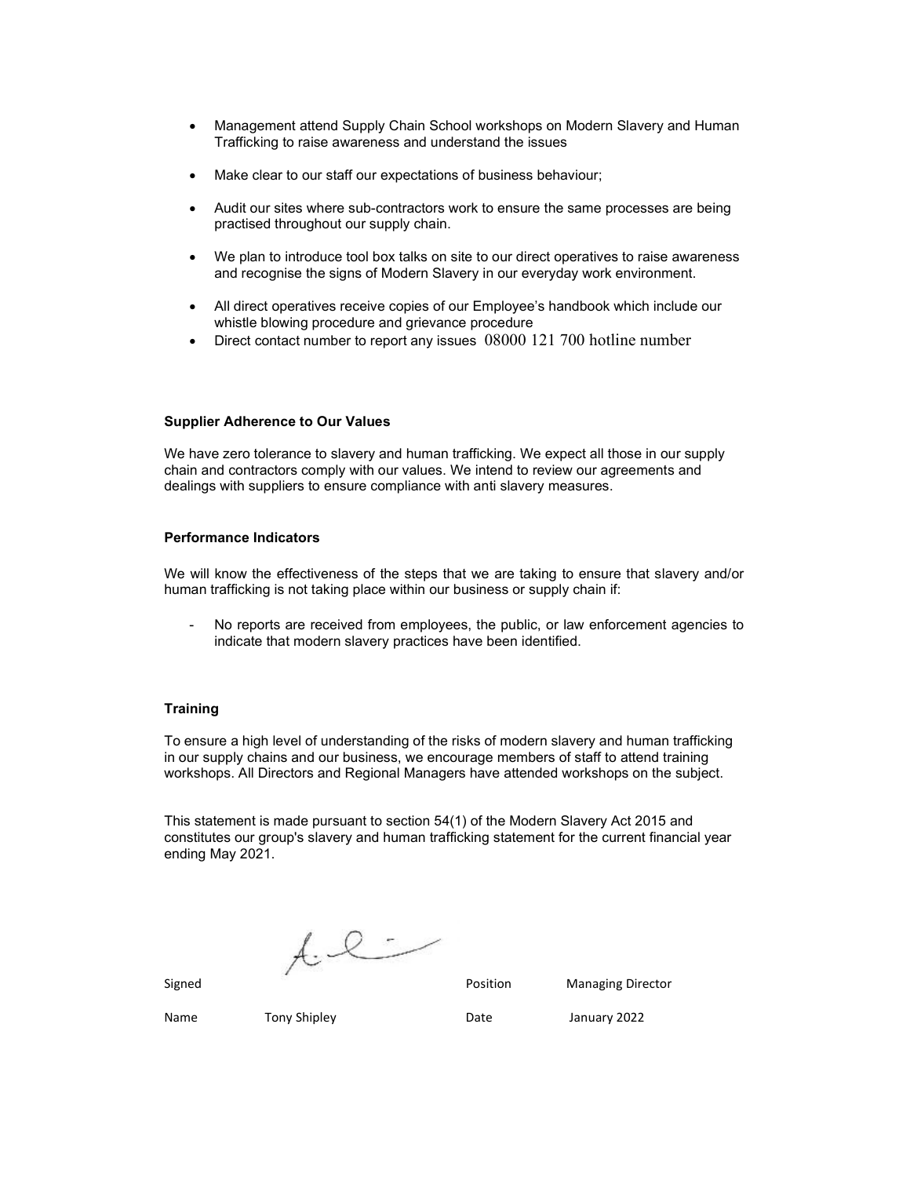- Management attend Supply Chain School workshops on Modern Slavery and Human Trafficking to raise awareness and understand the issues
- Make clear to our staff our expectations of business behaviour;
- Audit our sites where sub-contractors work to ensure the same processes are being practised throughout our supply chain.
- We plan to introduce tool box talks on site to our direct operatives to raise awareness and recognise the signs of Modern Slavery in our everyday work environment.
- All direct operatives receive copies of our Employee's handbook which include our whistle blowing procedure and grievance procedure
- Direct contact number to report any issues 08000 121 700 hotline number

**Supplier Adherence to Our Values**

We have zero tolerance to slavery and human trafficking. We expect all those in our supply chain and contractors comply with our values. We intend to review our agreements and dealings with suppliers to ensure compliance with anti slavery measures.

**Performance Indicators**

We will know the effectiveness of the steps that we are taking to ensure that slavery and/or human trafficking is not taking place within our business or supply chain if:

- No reports are received from employees, the public, or law enforcement agencies to indicate that modern slavery practices have been identified.

**Training**

To ensure a high level of understanding of the risks of modern slavery and human trafficking in our supply chains and our business, we encourage members of staff to attend training workshops. All Directors and Regional Managers have attended workshops on the subject.

This statement is made pursuant to section 54(1) of the Modern Slavery Act 2015 and constitutes our group's slavery and human trafficking statement for the current financial year ending May 2021.

Signed Position Managing Director

Name Tony Shipley Date January 2022